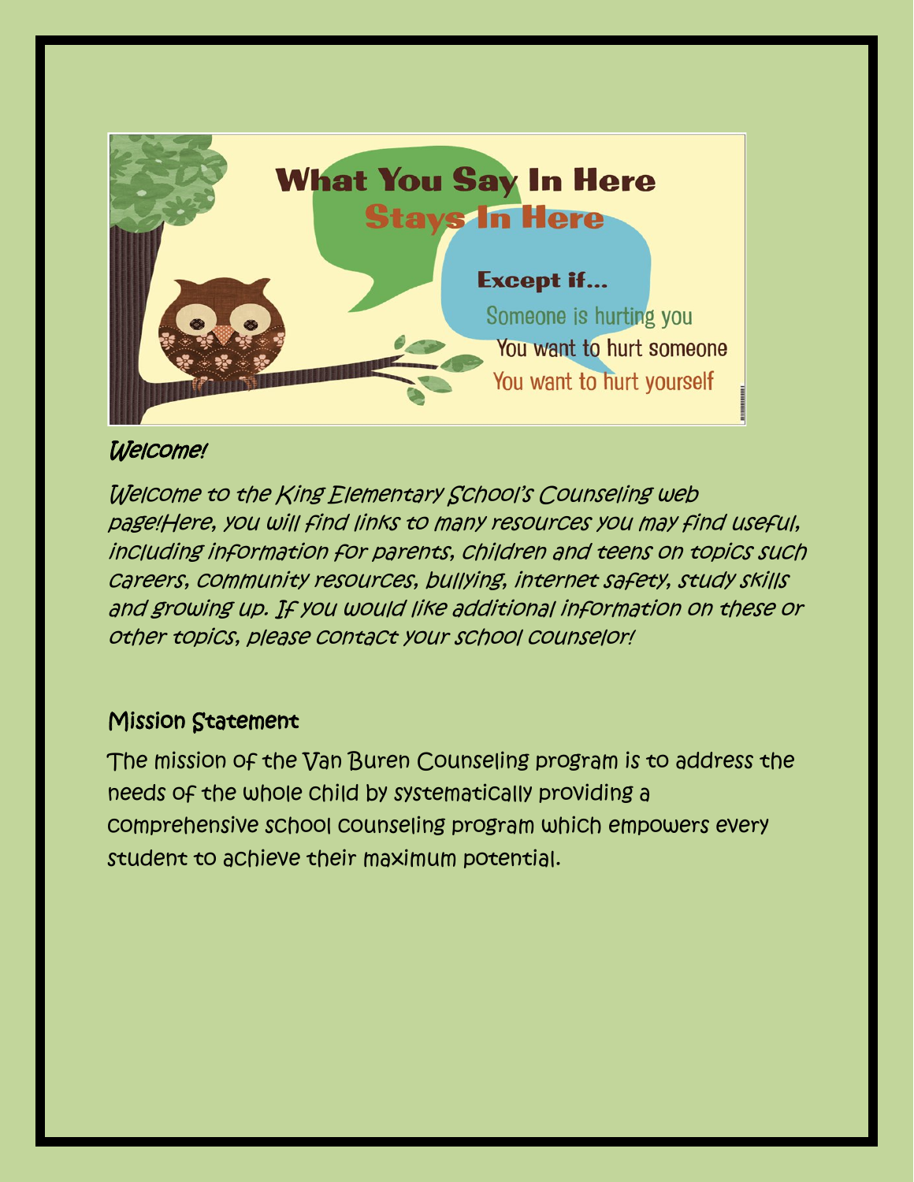What You Say In Here
Stays In Here

Except if...

Someone is hurting you

You want to hurt someone

You want to hurt yourself

## *Welcome!*

*Welcome to the King Elementary School's Counseling web page!Here, you will find links to many resources you may find useful, including information for parents, children and teens on topics such careers, community resources, bullying, internet safety, study skills and growing up. If you would like additional information on these or other topics, please contact your school counselor!*

## Mission Statement

The mission of the Van Buren Counseling program is to address the needs of the whole child by systematically providing a comprehensive school counseling program which empowers every student to achieve their maximum potential.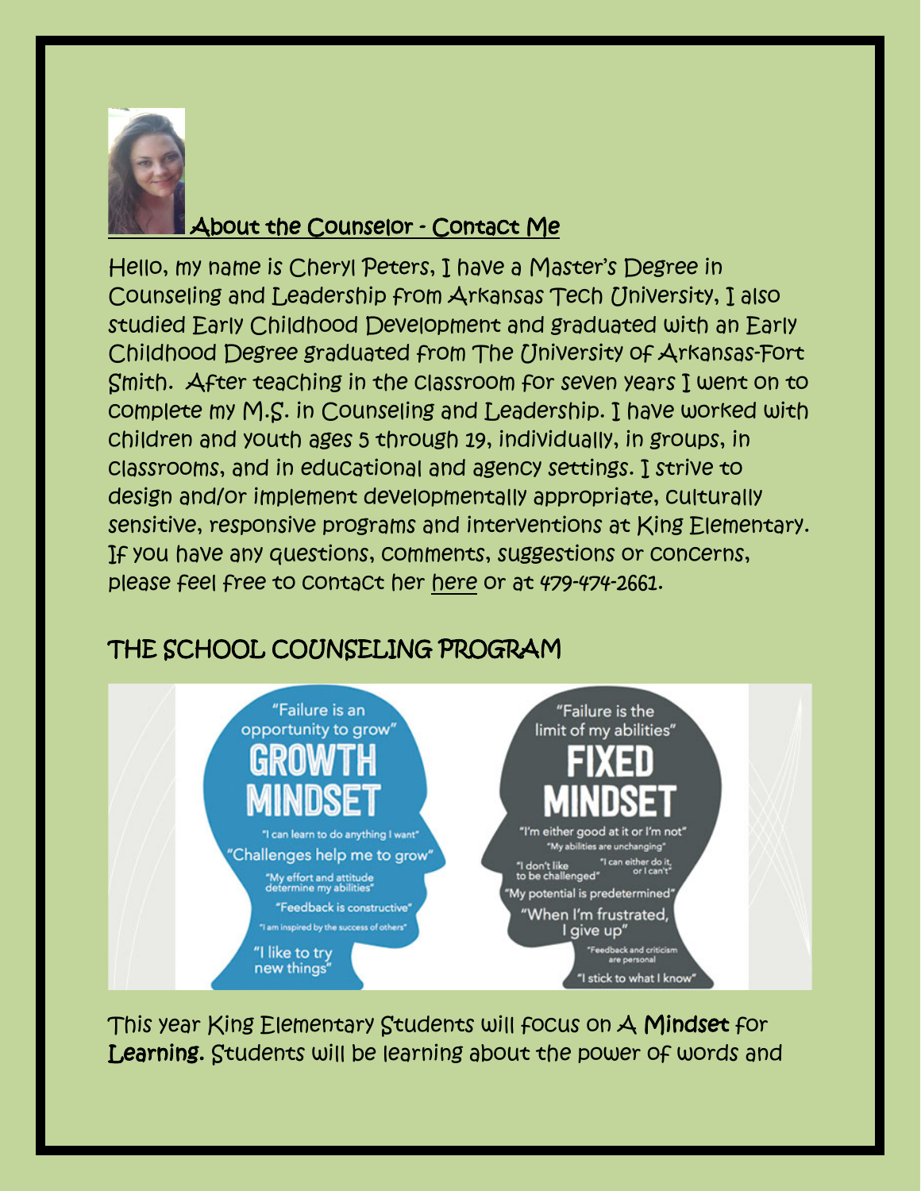## About the Counselor - Contact Me

Hello, my name is Cheryl Peters, I have a Master's Degree in Counseling and Leadership from Arkansas Tech University, I also studied Early Childhood Development and graduated with an Early Childhood Degree graduated from The University of Arkansas-Fort Smith. After teaching in the classroom for seven years I went on to complete my M.S. in Counseling and Leadership. I have worked with children and youth ages 5 through 19, individually, in groups, in classrooms, and in educational and agency settings. I strive to design and/or implement developmentally appropriate, culturally sensitive, responsive programs and interventions at King Elementary. If you have any questions, comments, suggestions or concerns, please feel free to contact her here or at 479-474-2661.

## THE SCHOOL COUNSELING PROGRAM

This year King Elementary Students will focus on A **Mindset** for **Learning.** Students will be learning about the power of words and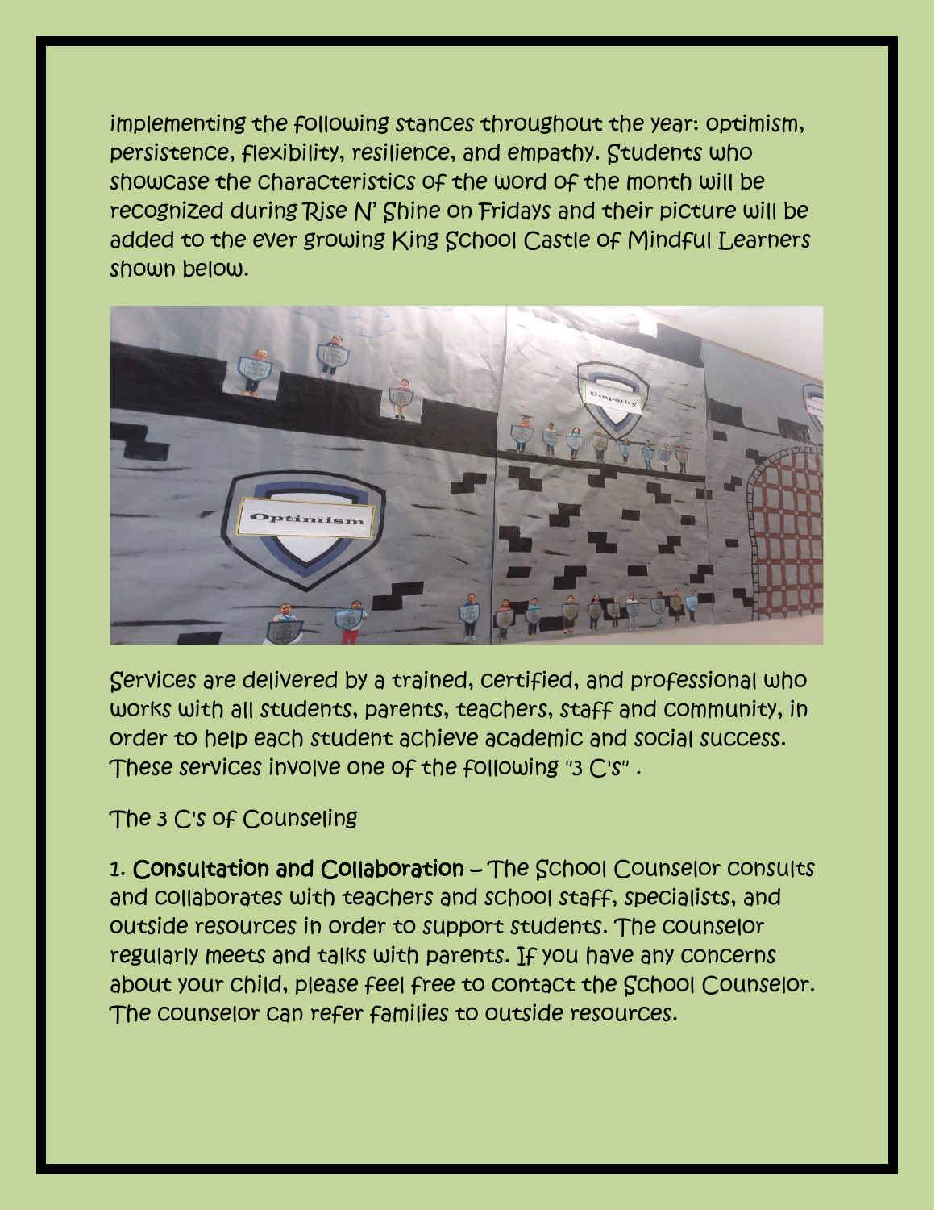implementing the following stances throughout the year: optimism, persistence, flexibility, resilience, and empathy. Students who showcase the characteristics of the word of the month will be recognized during Rise N' Shine on Fridays and their picture will be added to the ever growing King School Castle of Mindful Learners shown below.

Services are delivered by a trained, certified, and professional who works with all students, parents, teachers, staff and community, in order to help each student achieve academic and social success. These services involve one of the following "3 C's" .

The 3 C's of Counseling

1. **Consultation and Collaboration** – The School Counselor consults and collaborates with teachers and school staff, specialists, and outside resources in order to support students. The counselor regularly meets and talks with parents. If you have any concerns about your child, please feel free to contact the School Counselor. The counselor can refer families to outside resources.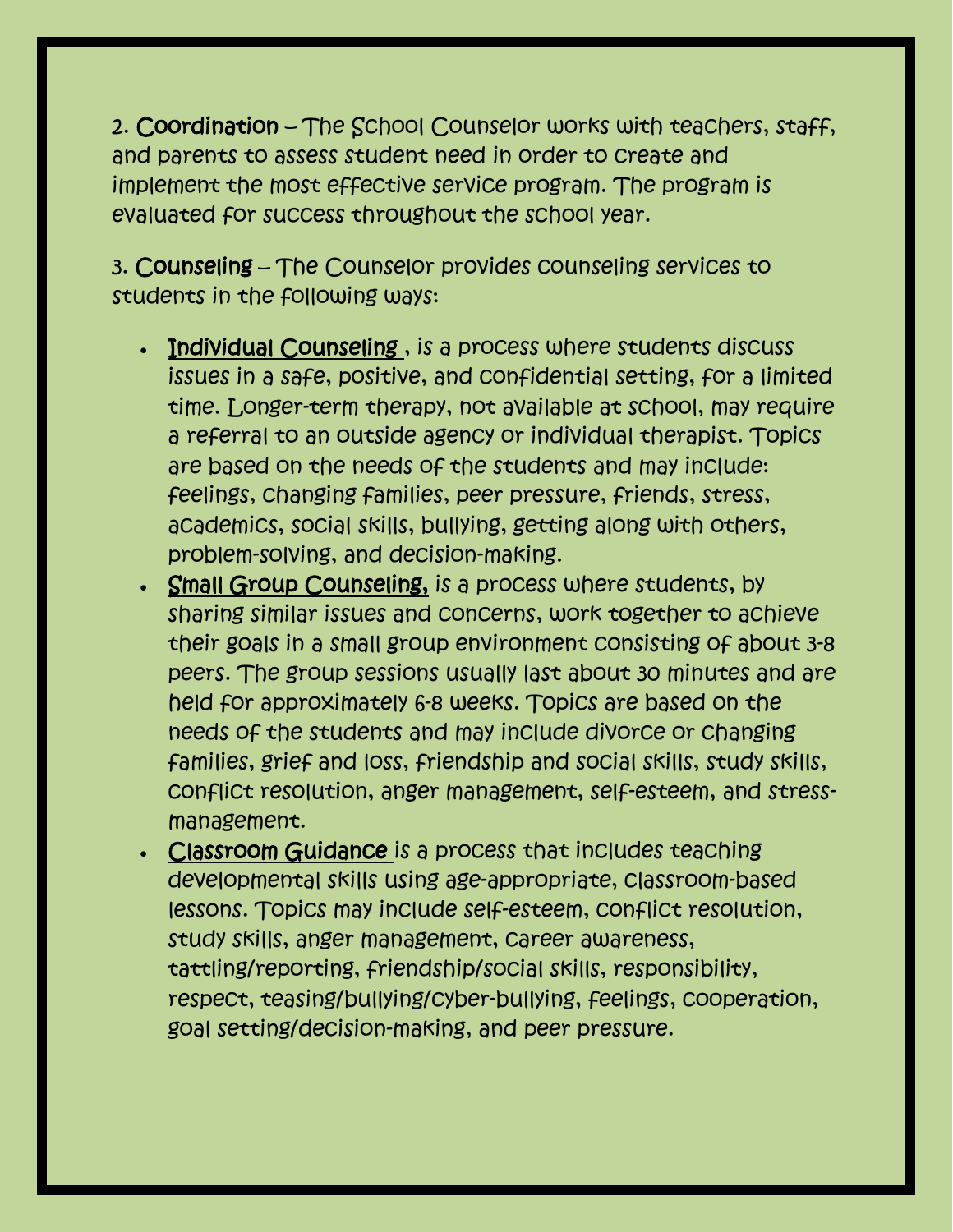2. **Coordination** – The School Counselor works with teachers, staff, and parents to assess student need in order to create and implement the most effective service program. The program is evaluated for success throughout the school year.

3. **Counseling** – The Counselor provides counseling services to students in the following ways:

- <u>Individual Counseling</u> , is a process where students discuss issues in a safe, positive, and confidential setting, for a limited time. Longer-term therapy, not available at school, may require a referral to an outside agency or individual therapist. Topics are based on the needs of the students and may include: feelings, changing families, peer pressure, friends, stress, academics, social skills, bullying, getting along with others, problem-solving, and decision-making.
- <u>Small Group Counseling,</u> is a process where students, by sharing similar issues and concerns, work together to achieve their goals in a small group environment consisting of about 3-8 peers. The group sessions usually last about 30 minutes and are held for approximately 6-8 weeks. Topics are based on the needs of the students and may include divorce or changing families, grief and loss, friendship and social skills, study skills, conflict resolution, anger management, self-esteem, and stress-management.
- <u>Classroom Guidance</u> is a process that includes teaching developmental skills using age-appropriate, classroom-based lessons. Topics may include self-esteem, conflict resolution, study skills, anger management, career awareness, tattling/reporting, friendship/social skills, responsibility, respect, teasing/bullying/cyber-bullying, feelings, cooperation, goal setting/decision-making, and peer pressure.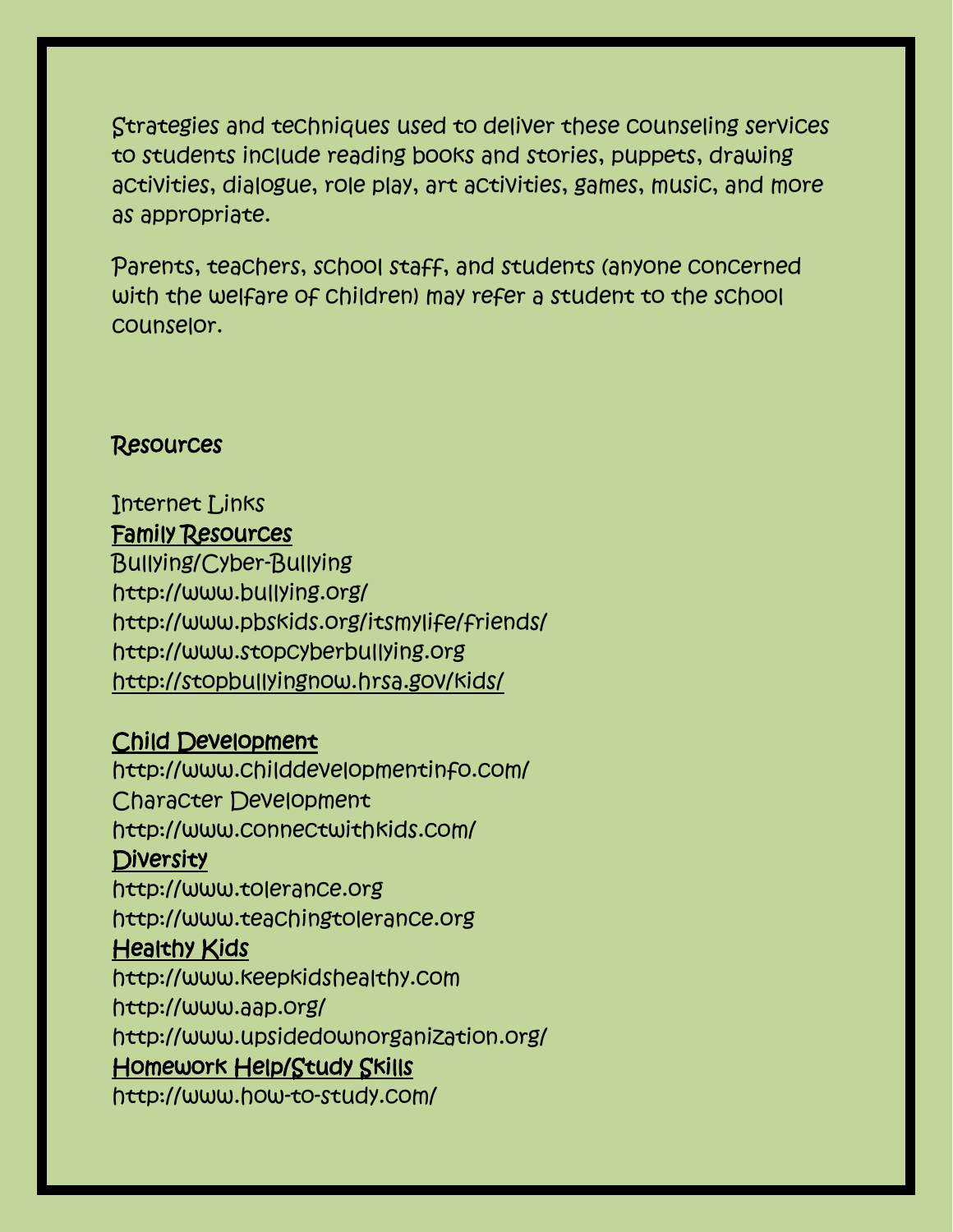Strategies and techniques used to deliver these counseling services to students include reading books and stories, puppets, drawing activities, dialogue, role play, art activities, games, music, and more as appropriate.

Parents, teachers, school staff, and students (anyone concerned with the welfare of children) may refer a student to the school counselor.

## Resources

Internet Links

Family Resources

Bullying/Cyber-Bullying

http://www.bullying.org/

http://www.pbskids.org/itsmylife/friends/

http://www.stopcyberbullying.org

http://stopbullyingnow.hrsa.gov/kids/

Child Development

http://www.childdevelopmentinfo.com/

Character Development

http://www.connectwithkids.com/

Diversity

http://www.tolerance.org

http://www.teachingtolerance.org

Healthy Kids

http://www.keepkidshealthy.com

http://www.aap.org/

http://www.upsidedownorganization.org/

Homework Help/Study Skills

http://www.how-to-study.com/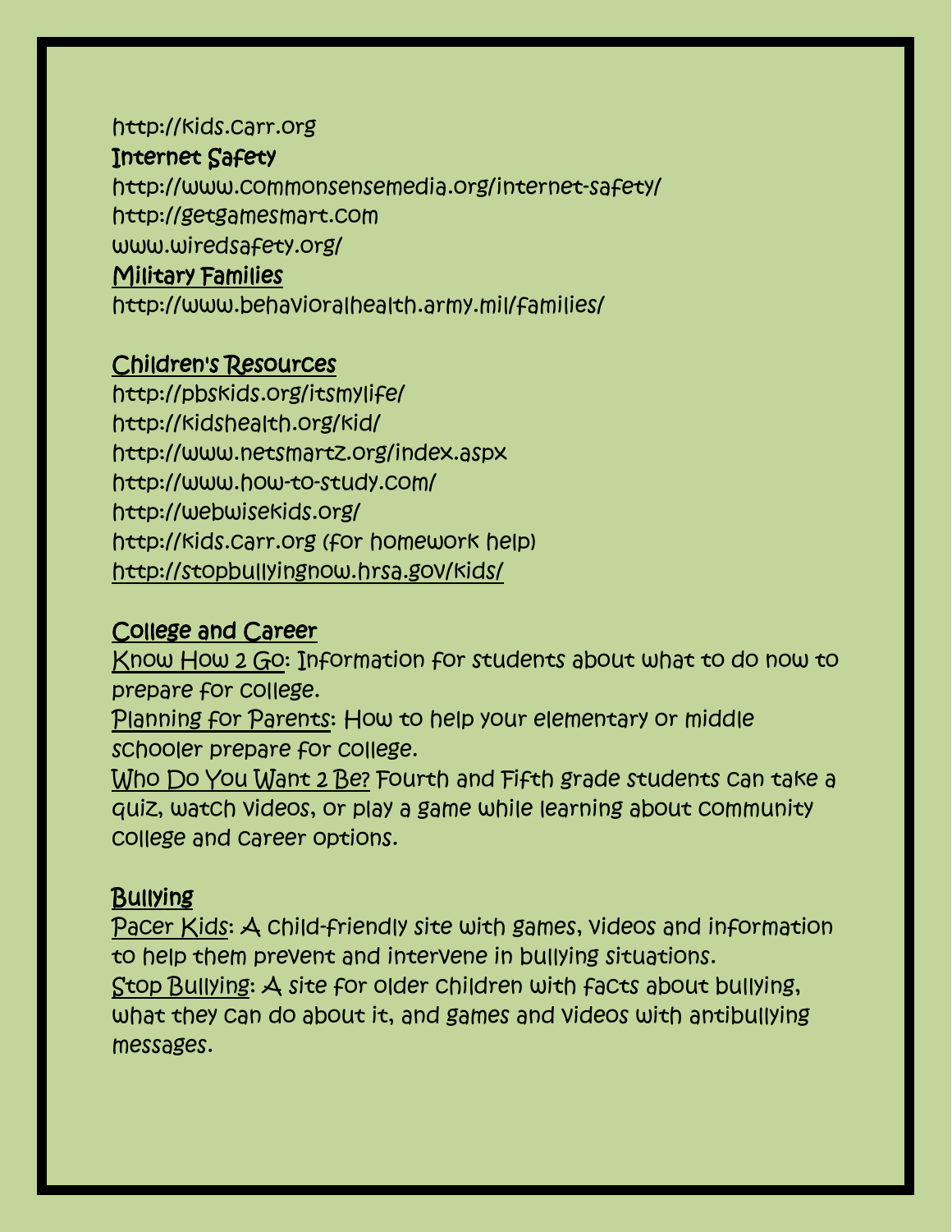http://kids.carr.org

**Internet Safety**

http://www.commonsensemedia.org/internet-safety/
http://getgamesmart.com
www.wiredsafety.org/

**Military Families**

http://www.behavioralhealth.army.mil/families/

**Children's Resources**

http://pbskids.org/itsmylife/
http://kidshealth.org/kid/
http://www.netsmartz.org/index.aspx
http://www.how-to-study.com/
http://webwisekids.org/
http://kids.carr.org (for homework help)
http://stopbullyingnow.hrsa.gov/kids/

**College and Career**

Know How 2 Go: Information for students about what to do now to prepare for college.

Planning for Parents: How to help your elementary or middle schooler prepare for college.

Who Do You Want 2 Be? Fourth and Fifth grade students can take a quiz, watch videos, or play a game while learning about community college and career options.

**Bullying**

Pacer Kids: A child-friendly site with games, videos and information to help them prevent and intervene in bullying situations.

Stop Bullying: A site for older children with facts about bullying, what they can do about it, and games and videos with antibullying messages.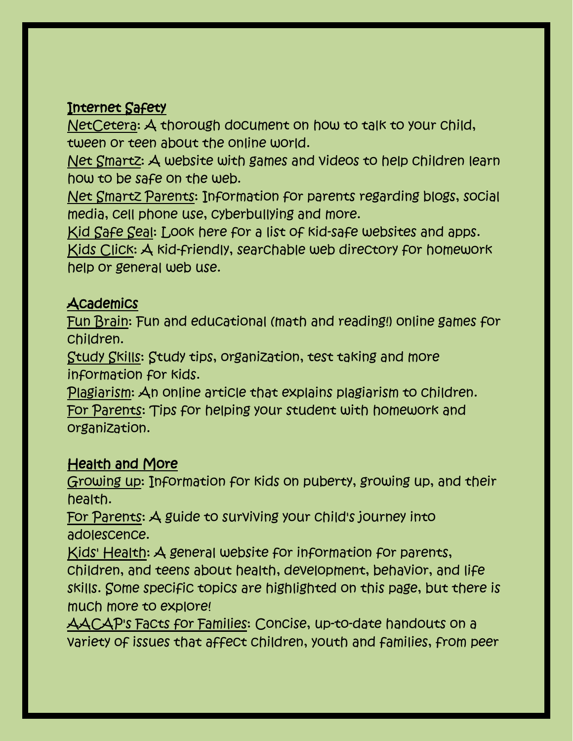## Internet Safety

NetCetera: A thorough document on how to talk to your child, tween or teen about the online world.
Net Smartz: A website with games and videos to help children learn how to be safe on the web.
Net Smartz Parents: Information for parents regarding blogs, social media, cell phone use, cyberbullying and more.
Kid Safe Seal: Look here for a list of kid-safe websites and apps.
Kids Click: A kid-friendly, searchable web directory for homework help or general web use.

## Academics

Fun Brain: Fun and educational (math and reading!) online games for children.
Study Skills: Study tips, organization, test taking and more information for kids.
Plagiarism: An online article that explains plagiarism to children.
For Parents: Tips for helping your student with homework and organization.

## Health and More

Growing up: Information for kids on puberty, growing up, and their health.
For Parents: A guide to surviving your child's journey into adolescence.
Kids' Health: A general website for information for parents, children, and teens about health, development, behavior, and life skills. Some specific topics are highlighted on this page, but there is much more to explore!
AACAP's Facts for Families: Concise, up-to-date handouts on a variety of issues that affect children, youth and families, from peer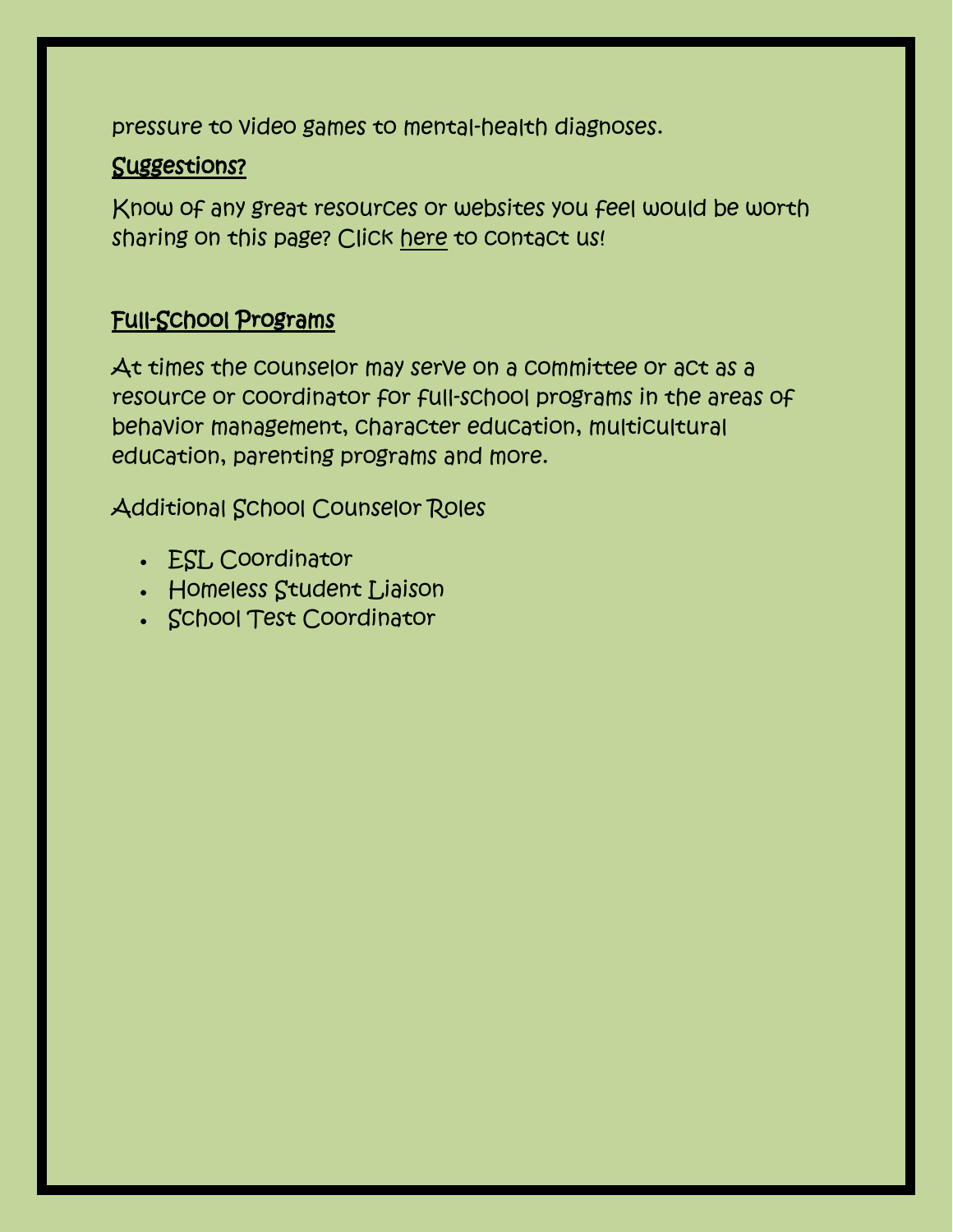pressure to video games to mental-health diagnoses.

## Suggestions?

Know of any great resources or websites you feel would be worth sharing on this page? Click here to contact us!

## Full-School Programs

At times the counselor may serve on a committee or act as a resource or coordinator for full-school programs in the areas of behavior management, character education, multicultural education, parenting programs and more.

Additional School Counselor Roles

- ESL Coordinator
- Homeless Student Liaison
- School Test Coordinator